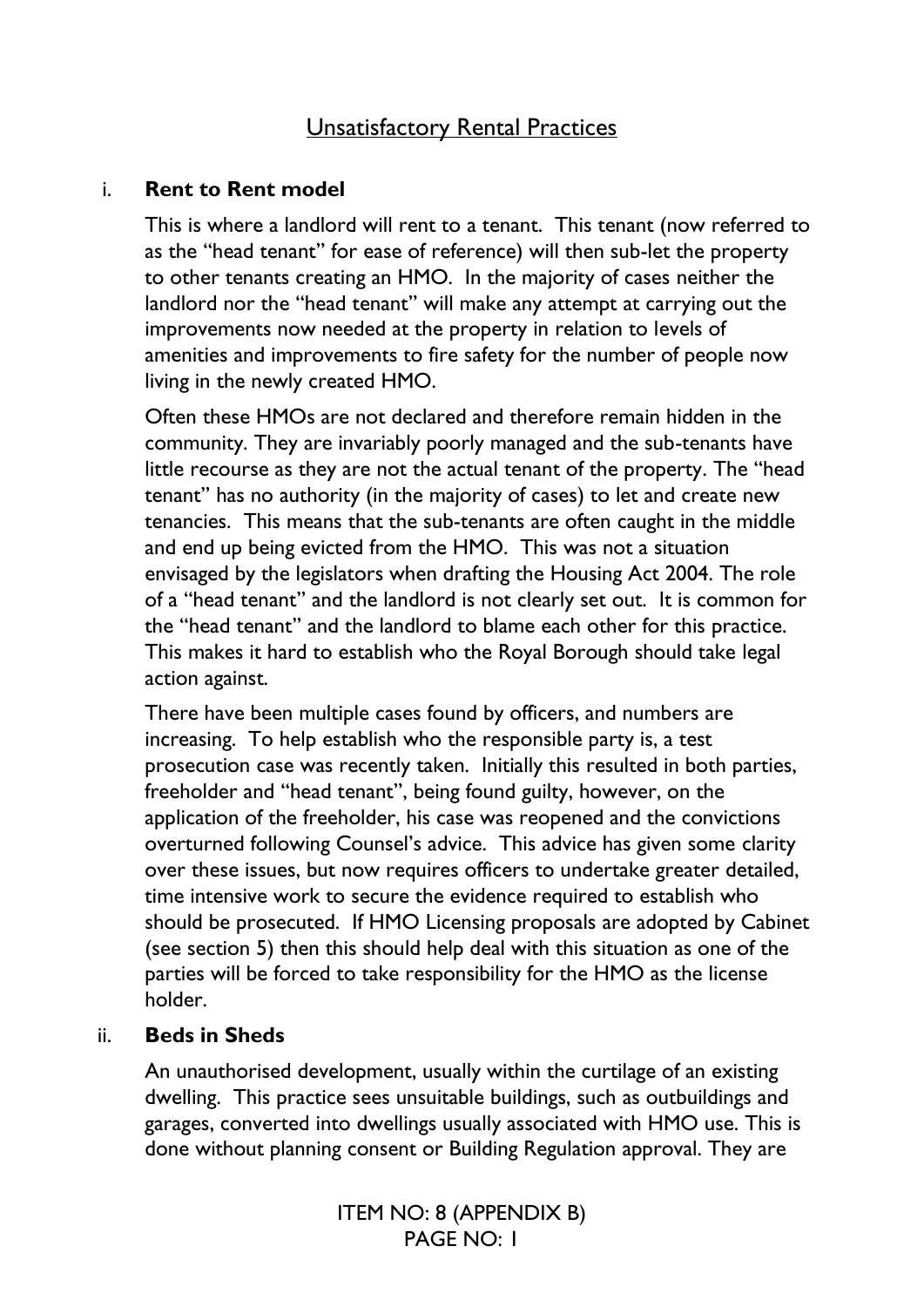# Unsatisfactory Rental Practices

i. **Rent to Rent model**

This is where a landlord will rent to a tenant. This tenant (now referred to as the "head tenant" for ease of reference) will then sub-let the property to other tenants creating an HMO. In the majority of cases neither the landlord nor the "head tenant" will make any attempt at carrying out the improvements now needed at the property in relation to levels of amenities and improvements to fire safety for the number of people now living in the newly created HMO.

Often these HMOs are not declared and therefore remain hidden in the community. They are invariably poorly managed and the sub-tenants have little recourse as they are not the actual tenant of the property. The "head tenant" has no authority (in the majority of cases) to let and create new tenancies. This means that the sub-tenants are often caught in the middle and end up being evicted from the HMO. This was not a situation envisaged by the legislators when drafting the Housing Act 2004. The role of a "head tenant" and the landlord is not clearly set out. It is common for the "head tenant" and the landlord to blame each other for this practice. This makes it hard to establish who the Royal Borough should take legal action against.

There have been multiple cases found by officers, and numbers are increasing. To help establish who the responsible party is, a test prosecution case was recently taken. Initially this resulted in both parties, freeholder and "head tenant", being found guilty, however, on the application of the freeholder, his case was reopened and the convictions overturned following Counsel's advice. This advice has given some clarity over these issues, but now requires officers to undertake greater detailed, time intensive work to secure the evidence required to establish who should be prosecuted. If HMO Licensing proposals are adopted by Cabinet (see section 5) then this should help deal with this situation as one of the parties will be forced to take responsibility for the HMO as the license holder.

ii. **Beds in Sheds**

An unauthorised development, usually within the curtilage of an existing dwelling. This practice sees unsuitable buildings, such as outbuildings and garages, converted into dwellings usually associated with HMO use. This is done without planning consent or Building Regulation approval. They are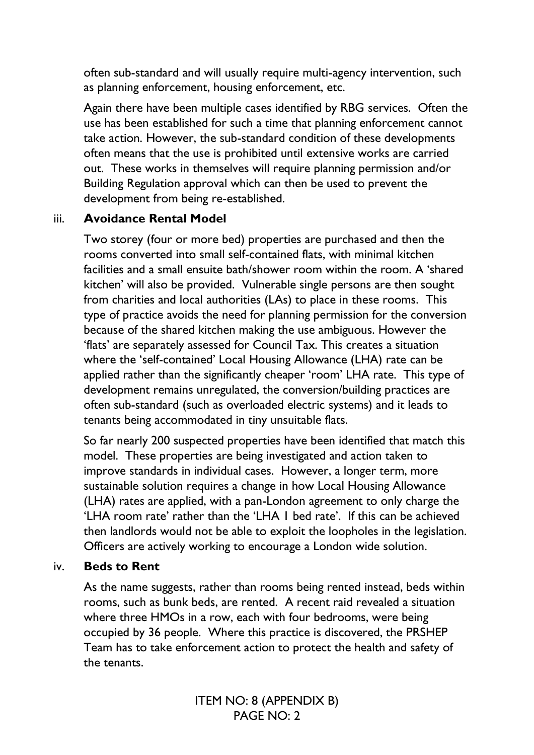often sub-standard and will usually require multi-agency intervention, such as planning enforcement, housing enforcement, etc.

Again there have been multiple cases identified by RBG services. Often the use has been established for such a time that planning enforcement cannot take action. However, the sub-standard condition of these developments often means that the use is prohibited until extensive works are carried out. These works in themselves will require planning permission and/or Building Regulation approval which can then be used to prevent the development from being re-established.

iii. **Avoidance Rental Model**

Two storey (four or more bed) properties are purchased and then the rooms converted into small self-contained flats, with minimal kitchen facilities and a small ensuite bath/shower room within the room. A 'shared kitchen' will also be provided. Vulnerable single persons are then sought from charities and local authorities (LAs) to place in these rooms. This type of practice avoids the need for planning permission for the conversion because of the shared kitchen making the use ambiguous. However the 'flats' are separately assessed for Council Tax. This creates a situation where the 'self-contained' Local Housing Allowance (LHA) rate can be applied rather than the significantly cheaper 'room' LHA rate. This type of development remains unregulated, the conversion/building practices are often sub-standard (such as overloaded electric systems) and it leads to tenants being accommodated in tiny unsuitable flats.

So far nearly 200 suspected properties have been identified that match this model. These properties are being investigated and action taken to improve standards in individual cases. However, a longer term, more sustainable solution requires a change in how Local Housing Allowance (LHA) rates are applied, with a pan-London agreement to only charge the 'LHA room rate' rather than the 'LHA 1 bed rate'. If this can be achieved then landlords would not be able to exploit the loopholes in the legislation. Officers are actively working to encourage a London wide solution.

iv. **Beds to Rent**

As the name suggests, rather than rooms being rented instead, beds within rooms, such as bunk beds, are rented. A recent raid revealed a situation where three HMOs in a row, each with four bedrooms, were being occupied by 36 people. Where this practice is discovered, the PRSHEP Team has to take enforcement action to protect the health and safety of the tenants.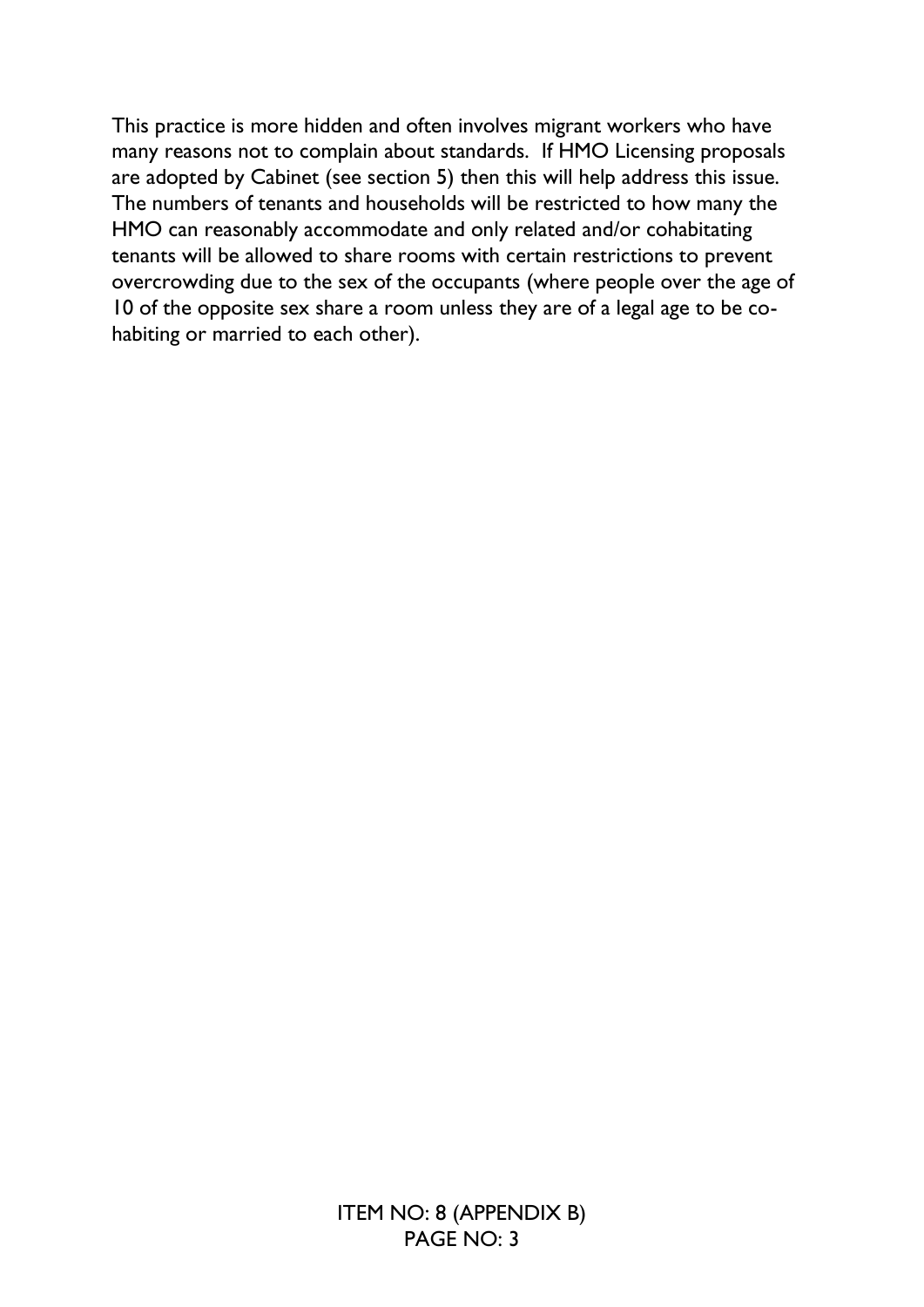This practice is more hidden and often involves migrant workers who have many reasons not to complain about standards. If HMO Licensing proposals are adopted by Cabinet (see section 5) then this will help address this issue. The numbers of tenants and households will be restricted to how many the HMO can reasonably accommodate and only related and/or cohabitating tenants will be allowed to share rooms with certain restrictions to prevent overcrowding due to the sex of the occupants (where people over the age of 10 of the opposite sex share a room unless they are of a legal age to be co-habiting or married to each other).